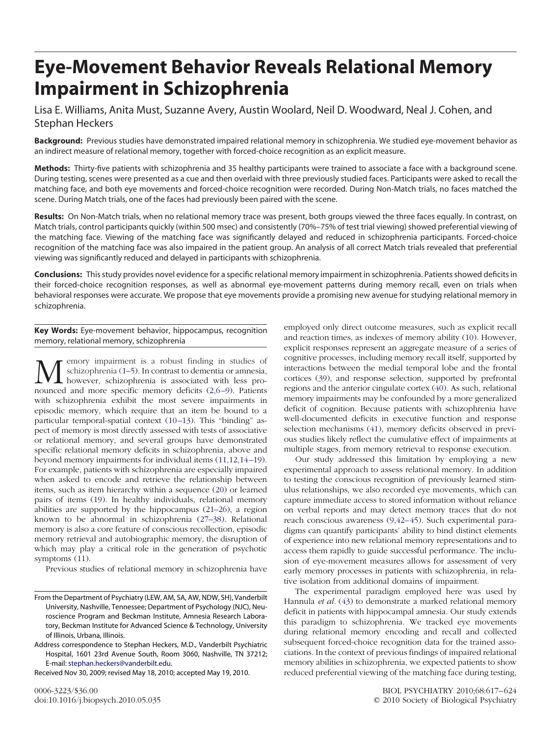# Eye-Movement Behavior Reveals Relational Memory Impairment in Schizophrenia

Lisa E. Williams, Anita Must, Suzanne Avery, Austin Woolard, Neil D. Woodward, Neal J. Cohen, and Stephan Heckers

**Background:** Previous studies have demonstrated impaired relational memory in schizophrenia. We studied eye-movement behavior as an indirect measure of relational memory, together with forced-choice recognition as an explicit measure.

**Methods:** Thirty-five patients with schizophrenia and 35 healthy participants were trained to associate a face with a background scene. During testing, scenes were presented as a cue and then overlaid with three previously studied faces. Participants were asked to recall the matching face, and both eye movements and forced-choice recognition were recorded. During Non-Match trials, no faces matched the scene. During Match trials, one of the faces had previously been paired with the scene.

**Results:** On Non-Match trials, when no relational memory trace was present, both groups viewed the three faces equally. In contrast, on Match trials, control participants quickly (within 500 msec) and consistently (70%–75% of test trial viewing) showed preferential viewing of the matching face. Viewing of the matching face was significantly delayed and reduced in schizophrenia participants. Forced-choice recognition of the matching face was also impaired in the patient group. An analysis of all correct Match trials revealed that preferential viewing was significantly reduced and delayed in participants with schizophrenia.

**Conclusions:** This study provides novel evidence for a specific relational memory impairment in schizophrenia. Patients showed deficits in their forced-choice recognition responses, as well as abnormal eye-movement patterns during memory recall, even on trials when behavioral responses were accurate. We propose that eye movements provide a promising new avenue for studying relational memory in schizophrenia.

**Key Words:** Eye-movement behavior, hippocampus, recognition memory, relational memory, schizophrenia

Memory impairment is a robust finding in studies of schizophrenia (1–5). In contrast to dementia or amnesia, however, schizophrenia is associated with less pronounced and more specific memory deficits (2,6–9). Patients with schizophrenia exhibit the most severe impairments in episodic memory, which require that an item be bound to a particular temporal-spatial context (10–13). This "binding" aspect of memory is most directly assessed with tests of associative or relational memory, and several groups have demonstrated specific relational memory deficits in schizophrenia, above and beyond memory impairments for individual items (11,12,14–19). For example, patients with schizophrenia are especially impaired when asked to encode and retrieve the relationship between items, such as item hierarchy within a sequence (20) or learned pairs of items (19). In healthy individuals, relational memory abilities are supported by the hippocampus (21–26), a region known to be abnormal in schizophrenia (27–38). Relational memory is also a core feature of conscious recollection, episodic memory retrieval and autobiographic memory, the disruption of which may play a critical role in the generation of psychotic symptoms (11).

Previous studies of relational memory in schizophrenia have employed only direct outcome measures, such as explicit recall and reaction times, as indexes of memory ability (10). However, explicit responses represent an aggregate measure of a series of cognitive processes, including memory recall itself, supported by interactions between the medial temporal lobe and the frontal cortices (39), and response selection, supported by prefrontal regions and the anterior cingulate cortex (40). As such, relational memory impairments may be confounded by a more generalized deficit of cognition. Because patients with schizophrenia have well-documented deficits in executive function and response selection mechanisms (41), memory deficits observed in previous studies likely reflect the cumulative effect of impairments at multiple stages, from memory retrieval to response execution.

Our study addressed this limitation by employing a new experimental approach to assess relational memory. In addition to testing the conscious recognition of previously learned stimulus relationships, we also recorded eye movements, which can capture immediate access to stored information without reliance on verbal reports and may detect memory traces that do not reach conscious awareness (9,42–45). Such experimental paradigms can quantify participants' ability to bind distinct elements of experience into new relational memory representations and to access them rapidly to guide successful performance. The inclusion of eye-movement measures allows for assessment of very early memory processes in patients with schizophrenia, in relative isolation from additional domains of impairment.

The experimental paradigm employed here was used by Hannula *et al*. (43) to demonstrate a marked relational memory deficit in patients with hippocampal amnesia. Our study extends this paradigm to schizophrenia. We tracked eye movements during relational memory encoding and recall and collected subsequent forced-choice recognition data for the trained associations. In the context of previous findings of impaired relational memory abilities in schizophrenia, we expected patients to show reduced preferential viewing of the matching face during testing,

From the Department of Psychiatry (LEW, AM, SA, AW, NDW, SH), Vanderbilt University, Nashville, Tennessee; Department of Psychology (NJC), Neuroscience Program and Beckman Institute, Amnesia Research Laboratory, Beckman Institute for Advanced Science & Technology, University of Illinois, Urbana, Illinois.

Address correspondence to Stephan Heckers, M.D., Vanderbilt Psychiatric Hospital, 1601 23rd Avenue South, Room 3060, Nashville, TN 37212; E-mail: stephan.heckers@vanderbilt.edu.

Received Nov 30, 2009; revised May 18, 2010; accepted May 19, 2010.

0006-3223/$36.00
doi:10.1016/j.biopsych.2010.05.035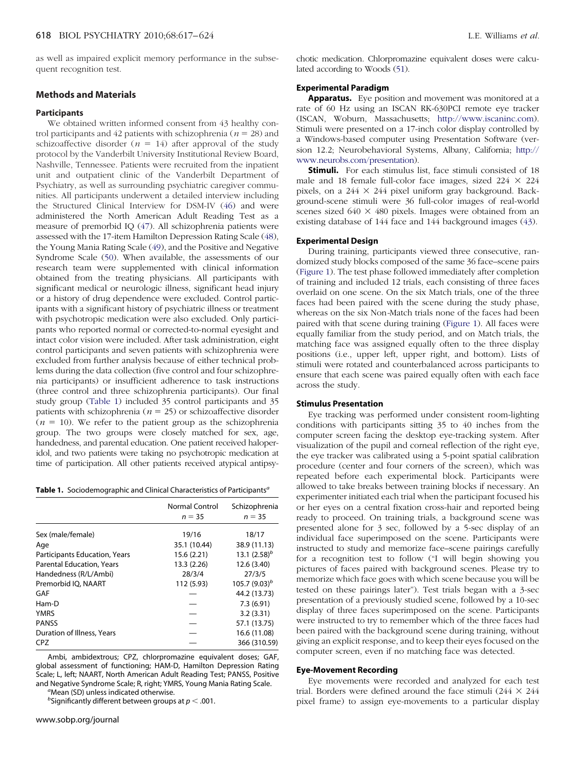as well as impaired explicit memory performance in the subsequent recognition test.

## Methods and Materials

### Participants

We obtained written informed consent from 43 healthy control participants and 42 patients with schizophrenia ($n = 28$) and schizoaffective disorder ($n = 14$) after approval of the study protocol by the Vanderbilt University Institutional Review Board, Nashville, Tennessee. Patients were recruited from the inpatient unit and outpatient clinic of the Vanderbilt Department of Psychiatry, as well as surrounding psychiatric caregiver communities. All participants underwent a detailed interview including the Structured Clinical Interview for DSM-IV (46) and were administered the North American Adult Reading Test as a measure of premorbid IQ (47). All schizophrenia patients were assessed with the 17-item Hamilton Depression Rating Scale (48), the Young Mania Rating Scale (49), and the Positive and Negative Syndrome Scale (50). When available, the assessments of our research team were supplemented with clinical information obtained from the treating physicians. All participants with significant medical or neurologic illness, significant head injury or a history of drug dependence were excluded. Control participants with a significant history of psychiatric illness or treatment with psychotropic medication were also excluded. Only participants who reported normal or corrected-to-normal eyesight and intact color vision were included. After task administration, eight control participants and seven patients with schizophrenia were excluded from further analysis because of either technical problems during the data collection (five control and four schizophrenia participants) or insufficient adherence to task instructions (three control and three schizophrenia participants). Our final study group (Table 1) included 35 control participants and 35 patients with schizophrenia ($n = 25$) or schizoaffective disorder ($n = 10$). We refer to the patient group as the schizophrenia group. The two groups were closely matched for sex, age, handedness, and parental education. One patient received haloperidol, and two patients were taking no psychotropic medication at time of participation. All other patients received atypical antipsychotic medication. Chlorpromazine equivalent doses were calculated according to Woods (51).

**Table 1.** Sociodemographic and Clinical Characteristics of Participants[a]

| | Normal Control $n = 35$ | Schizophrenia $n = 35$ |
|---|---|---|
| Sex (male/female) | 19/16 | 18/17 |
| Age | 35.1 (10.44) | 38.9 (11.13) |
| Participants Education, Years | 15.6 (2.21) | 13.1 (2.58)[b] |
| Parental Education, Years | 13.3 (2.26) | 12.6 (3.40) |
| Handedness (R/L/Ambi) | 28/3/4 | 27/3/5 |
| Premorbid IQ, NAART | 112 (5.93) | 105.7 (9.03)[b] |
| GAF | — | 44.2 (13.73) |
| Ham-D | — | 7.3 (6.91) |
| YMRS | — | 3.2 (3.31) |
| PANSS | — | 57.1 (13.75) |
| Duration of Illness, Years | — | 16.6 (11.08) |
| CPZ | — | 366 (310.59) |

Ambi, ambidextrous; CPZ, chlorpromazine equivalent doses; GAF, global assessment of functioning; HAM-D, Hamilton Depression Rating Scale; L, left; NAART, North American Adult Reading Test; PANSS, Positive and Negative Syndrome Scale; R, right; YMRS, Young Mania Rating Scale.

[a]Mean (SD) unless indicated otherwise.

[b]Significantly different between groups at $p < .001$.

### Experimental Paradigm

**Apparatus.** Eye position and movement was monitored at a rate of 60 Hz using an ISCAN RK-630PCI remote eye tracker (ISCAN, Woburn, Massachusetts; http://www.iscaninc.com). Stimuli were presented on a 17-inch color display controlled by a Windows-based computer using Presentation Software (version 12.2; Neurobehavioral Systems, Albany, California; http://www.neurobs.com/presentation).

**Stimuli.** For each stimulus list, face stimuli consisted of 18 male and 18 female full-color face images, sized 224 × 224 pixels, on a 244 × 244 pixel uniform gray background. Background-scene stimuli were 36 full-color images of real-world scenes sized 640 × 480 pixels. Images were obtained from an existing database of 144 face and 144 background images (43).

### Experimental Design

During training, participants viewed three consecutive, randomized study blocks composed of the same 36 face–scene pairs (Figure 1). The test phase followed immediately after completion of training and included 12 trials, each consisting of three faces overlaid on one scene. On the six Match trials, one of the three faces had been paired with the scene during the study phase, whereas on the six Non-Match trials none of the faces had been paired with that scene during training (Figure 1). All faces were equally familiar from the study period, and on Match trials, the matching face was assigned equally often to the three display positions (i.e., upper left, upper right, and bottom). Lists of stimuli were rotated and counterbalanced across participants to ensure that each scene was paired equally often with each face across the study.

### Stimulus Presentation

Eye tracking was performed under consistent room-lighting conditions with participants sitting 35 to 40 inches from the computer screen facing the desktop eye-tracking system. After visualization of the pupil and corneal reflection of the right eye, the eye tracker was calibrated using a 5-point spatial calibration procedure (center and four corners of the screen), which was repeated before each experimental block. Participants were allowed to take breaks between training blocks if necessary. An experimenter initiated each trial when the participant focused his or her eyes on a central fixation cross-hair and reported being ready to proceed. On training trials, a background scene was presented alone for 3 sec, followed by a 5-sec display of an individual face superimposed on the scene. Participants were instructed to study and memorize face–scene pairings carefully for a recognition test to follow ("I will begin showing you pictures of faces paired with background scenes. Please try to memorize which face goes with which scene because you will be tested on these pairings later"). Test trials began with a 3-sec presentation of a previously studied scene, followed by a 10-sec display of three faces superimposed on the scene. Participants were instructed to try to remember which of the three faces had been paired with the background scene during training, without giving an explicit response, and to keep their eyes focused on the computer screen, even if no matching face was detected.

### Eye-Movement Recording

Eye movements were recorded and analyzed for each test trial. Borders were defined around the face stimuli (244 × 244 pixel frame) to assign eye-movements to a particular display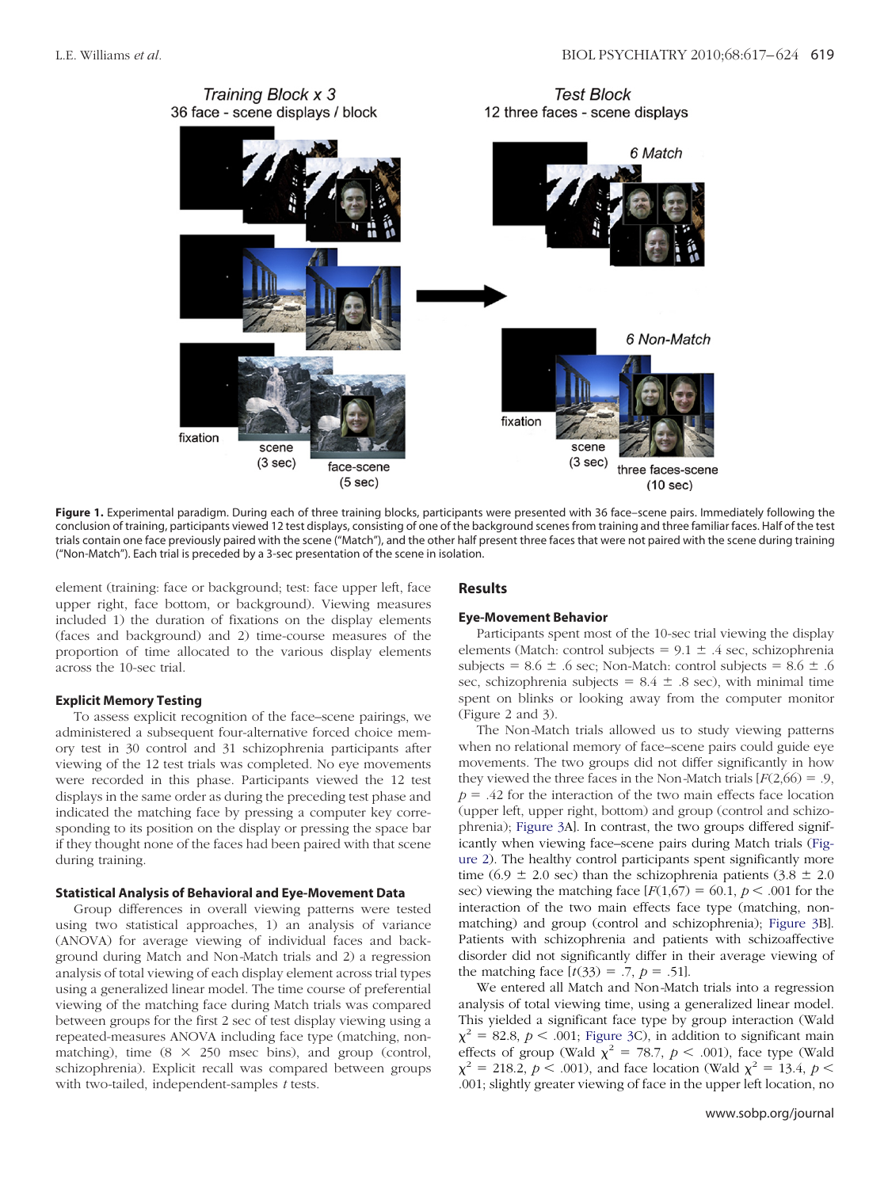**Figure 1.** Experimental paradigm. During each of three training blocks, participants were presented with 36 face–scene pairs. Immediately following the conclusion of training, participants viewed 12 test displays, consisting of one of the background scenes from training and three familiar faces. Half of the test trials contain one face previously paired with the scene ("Match"), and the other half present three faces that were not paired with the scene during training ("Non-Match"). Each trial is preceded by a 3-sec presentation of the scene in isolation.

element (training: face or background; test: face upper left, face upper right, face bottom, or background). Viewing measures included 1) the duration of fixations on the display elements (faces and background) and 2) time-course measures of the proportion of time allocated to the various display elements across the 10-sec trial.

### Explicit Memory Testing

To assess explicit recognition of the face–scene pairings, we administered a subsequent four-alternative forced choice memory test in 30 control and 31 schizophrenia participants after viewing of the 12 test trials was completed. No eye movements were recorded in this phase. Participants viewed the 12 test displays in the same order as during the preceding test phase and indicated the matching face by pressing a computer key corresponding to its position on the display or pressing the space bar if they thought none of the faces had been paired with that scene during training.

### Statistical Analysis of Behavioral and Eye-Movement Data

Group differences in overall viewing patterns were tested using two statistical approaches, 1) an analysis of variance (ANOVA) for average viewing of individual faces and background during Match and Non-Match trials and 2) a regression analysis of total viewing of each display element across trial types using a generalized linear model. The time course of preferential viewing of the matching face during Match trials was compared between groups for the first 2 sec of test display viewing using a repeated-measures ANOVA including face type (matching, nonmatching), time (8 × 250 msec bins), and group (control, schizophrenia). Explicit recall was compared between groups with two-tailed, independent-samples *t* tests.

## Results

### Eye-Movement Behavior

Participants spent most of the 10-sec trial viewing the display elements (Match: control subjects = 9.1 ± .4 sec, schizophrenia subjects = 8.6 ± .6 sec; Non-Match: control subjects = 8.6 ± .6 sec, schizophrenia subjects = 8.4 ± .8 sec), with minimal time spent on blinks or looking away from the computer monitor (Figure 2 and 3).

The Non-Match trials allowed us to study viewing patterns when no relational memory of face–scene pairs could guide eye movements. The two groups did not differ significantly in how they viewed the three faces in the Non-Match trials [$F(2,66) = .9$, $p = .42$ for the interaction of the two main effects face location (upper left, upper right, bottom) and group (control and schizophrenia); Figure 3A]. In contrast, the two groups differed significantly when viewing face–scene pairs during Match trials (Figure 2). The healthy control participants spent significantly more time (6.9 ± 2.0 sec) than the schizophrenia patients (3.8 ± 2.0 sec) viewing the matching face [$F(1,67) = 60.1$, $p < .001$ for the interaction of the two main effects face type (matching, nonmatching) and group (control and schizophrenia); Figure 3B]. Patients with schizophrenia and patients with schizoaffective disorder did not significantly differ in their average viewing of the matching face [$t(33) = .7$, $p = .51$].

We entered all Match and Non-Match trials into a regression analysis of total viewing time, using a generalized linear model. This yielded a significant face type by group interaction (Wald $\chi^2 = 82.8$, $p < .001$; Figure 3C), in addition to significant main effects of group (Wald $\chi^2 = 78.7$, $p < .001$), face type (Wald $\chi^2 = 218.2$, $p < .001$), and face location (Wald $\chi^2 = 13.4$, $p <$ .001; slightly greater viewing of face in the upper left location, no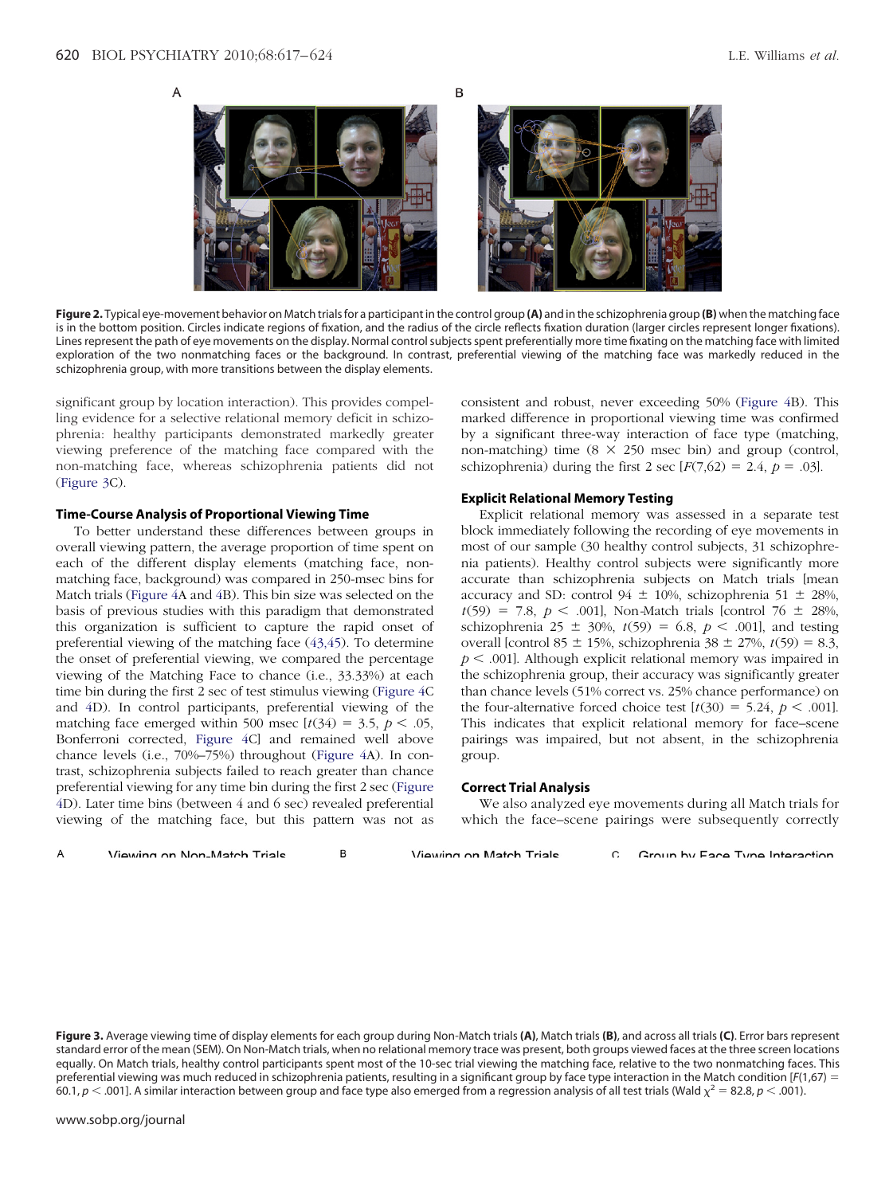**Figure 2.** Typical eye-movement behavior on Match trials for a participant in the control group **(A)** and in the schizophrenia group **(B)** when the matching face is in the bottom position. Circles indicate regions of fixation, and the radius of the circle reflects fixation duration (larger circles represent longer fixations). Lines represent the path of eye movements on the display. Normal control subjects spent preferentially more time fixating on the matching face with limited exploration of the two nonmatching faces or the background. In contrast, preferential viewing of the matching face was markedly reduced in the schizophrenia group, with more transitions between the display elements.

significant group by location interaction). This provides compelling evidence for a selective relational memory deficit in schizophrenia: healthy participants demonstrated markedly greater viewing preference of the matching face compared with the non-matching face, whereas schizophrenia patients did not (Figure 3C).

### Time-Course Analysis of Proportional Viewing Time

To better understand these differences between groups in overall viewing pattern, the average proportion of time spent on each of the different display elements (matching face, non-matching face, background) was compared in 250-msec bins for Match trials (Figure 4A and 4B). This bin size was selected on the basis of previous studies with this paradigm that demonstrated this organization is sufficient to capture the rapid onset of preferential viewing of the matching face (43,45). To determine the onset of preferential viewing, we compared the percentage viewing of the Matching Face to chance (i.e., 33.33%) at each time bin during the first 2 sec of test stimulus viewing (Figure 4C and 4D). In control participants, preferential viewing of the matching face emerged within 500 msec [$t(34) = 3.5$, $p < .05$, Bonferroni corrected, Figure 4C] and remained well above chance levels (i.e., 70%–75%) throughout (Figure 4A). In contrast, schizophrenia subjects failed to reach greater than chance preferential viewing for any time bin during the first 2 sec (Figure 4D). Later time bins (between 4 and 6 sec) revealed preferential viewing of the matching face, but this pattern was not as consistent and robust, never exceeding 50% (Figure 4B). This marked difference in proportional viewing time was confirmed by a significant three-way interaction of face type (matching, non-matching) time (8 × 250 msec bin) and group (control, schizophrenia) during the first 2 sec [$F(7,62) = 2.4$, $p = .03$].

### Explicit Relational Memory Testing

Explicit relational memory was assessed in a separate test block immediately following the recording of eye movements in most of our sample (30 healthy control subjects, 31 schizophrenia patients). Healthy control subjects were significantly more accurate than schizophrenia subjects on Match trials [mean accuracy and SD: control 94 ± 10%, schizophrenia 51 ± 28%, $t(59) = 7.8$, $p < .001$], Non-Match trials [control 76 ± 28%, schizophrenia 25 ± 30%, $t(59) = 6.8$, $p < .001$], and testing overall [control 85 ± 15%, schizophrenia 38 ± 27%, $t(59) = 8.3$, $p < .001$]. Although explicit relational memory was impaired in the schizophrenia group, their accuracy was significantly greater than chance levels (51% correct vs. 25% chance performance) on the four-alternative forced choice test [$t(30) = 5.24$, $p < .001$]. This indicates that explicit relational memory for face–scene pairings was impaired, but not absent, in the schizophrenia group.

### Correct Trial Analysis

We also analyzed eye movements during all Match trials for which the face–scene pairings were subsequently correctly

**Figure 3.** Average viewing time of display elements for each group during Non-Match trials **(A)**, Match trials **(B)**, and across all trials **(C)**. Error bars represent standard error of the mean (SEM). On Non-Match trials, when no relational memory trace was present, both groups viewed faces at the three screen locations equally. On Match trials, healthy control participants spent most of the 10-sec trial viewing the matching face, relative to the two nonmatching faces. This preferential viewing was much reduced in schizophrenia patients, resulting in a significant group by face type interaction in the Match condition [$F(1,67) = 60.1$, $p < .001$]. A similar interaction between group and face type also emerged from a regression analysis of all test trials (Wald $\chi^2 = 82.8$, $p < .001$).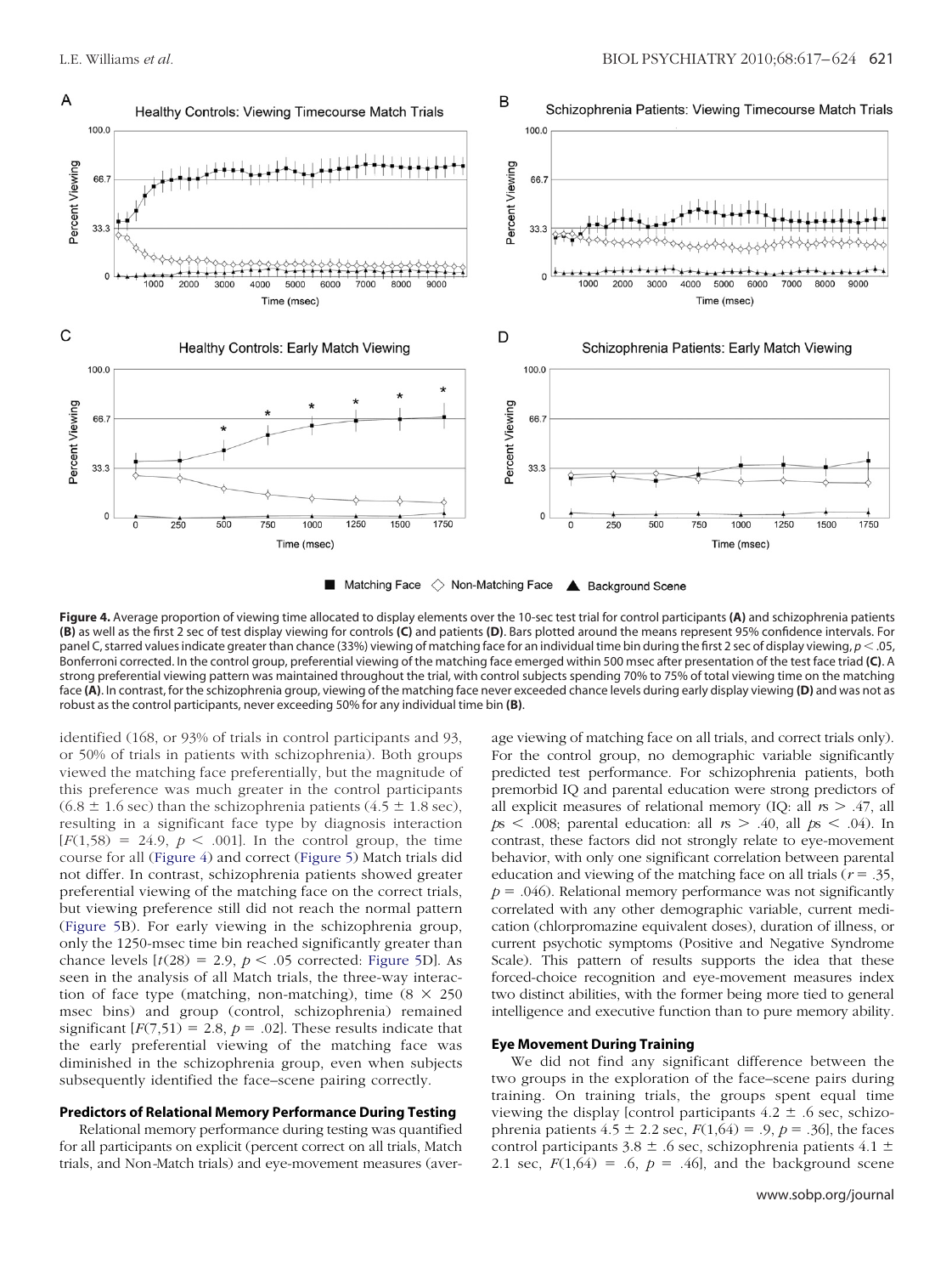**Figure 4.** Average proportion of viewing time allocated to display elements over the 10-sec test trial for control participants **(A)** and schizophrenia patients **(B)** as well as the first 2 sec of test display viewing for controls **(C)** and patients **(D)**. Bars plotted around the means represent 95% confidence intervals. For panel C, starred values indicate greater than chance (33%) viewing of matching face for an individual time bin during the first 2 sec of display viewing, $p < .05$, Bonferroni corrected. In the control group, preferential viewing of the matching face emerged within 500 msec after presentation of the test face triad **(C)**. A strong preferential viewing pattern was maintained throughout the trial, with control subjects spending 70% to 75% of total viewing time on the matching face **(A)**. In contrast, for the schizophrenia group, viewing of the matching face never exceeded chance levels during early display viewing **(D)** and was not as robust as the control participants, never exceeding 50% for any individual time bin **(B)**.

identified (168, or 93% of trials in control participants and 93, or 50% of trials in patients with schizophrenia). Both groups viewed the matching face preferentially, but the magnitude of this preference was much greater in the control participants ($6.8 \pm 1.6$ sec) than the schizophrenia patients ($4.5 \pm 1.8$ sec), resulting in a significant face type by diagnosis interaction [$F(1,58) = 24.9$, $p < .001$]. In the control group, the time course for all (Figure 4) and correct (Figure 5) Match trials did not differ. In contrast, schizophrenia patients showed greater preferential viewing of the matching face on the correct trials, but viewing preference still did not reach the normal pattern (Figure 5B). For early viewing in the schizophrenia group, only the 1250-msec time bin reached significantly greater than chance levels [$t(28) = 2.9$, $p < .05$ corrected: Figure 5D]. As seen in the analysis of all Match trials, the three-way interaction of face type (matching, non-matching), time ($8 \times 250$ msec bins) and group (control, schizophrenia) remained significant [$F(7,51) = 2.8$, $p = .02$]. These results indicate that the early preferential viewing of the matching face was diminished in the schizophrenia group, even when subjects subsequently identified the face–scene pairing correctly.

### Predictors of Relational Memory Performance During Testing

Relational memory performance during testing was quantified for all participants on explicit (percent correct on all trials, Match trials, and Non-Match trials) and eye-movement measures (average viewing of matching face on all trials, and correct trials only). For the control group, no demographic variable significantly predicted test performance. For schizophrenia patients, both premorbid IQ and parental education were strong predictors of all explicit measures of relational memory (IQ: all $rs > .47$, all $ps < .008$; parental education: all $rs > .40$, all $ps < .04$). In contrast, these factors did not strongly relate to eye-movement behavior, with only one significant correlation between parental education and viewing of the matching face on all trials ($r = .35$, $p = .046$). Relational memory performance was not significantly correlated with any other demographic variable, current medication (chlorpromazine equivalent doses), duration of illness, or current psychotic symptoms (Positive and Negative Syndrome Scale). This pattern of results supports the idea that these forced-choice recognition and eye-movement measures index two distinct abilities, with the former being more tied to general intelligence and executive function than to pure memory ability.

### Eye Movement During Training

We did not find any significant difference between the two groups in the exploration of the face–scene pairs during training. On training trials, the groups spent equal time viewing the display [control participants $4.2 \pm .6$ sec, schizophrenia patients $4.5 \pm 2.2$ sec, $F(1,64) = .9$, $p = .36$], the faces control participants $3.8 \pm .6$ sec, schizophrenia patients $4.1 \pm 2.1$ sec, $F(1,64) = .6$, $p = .46$], and the background scene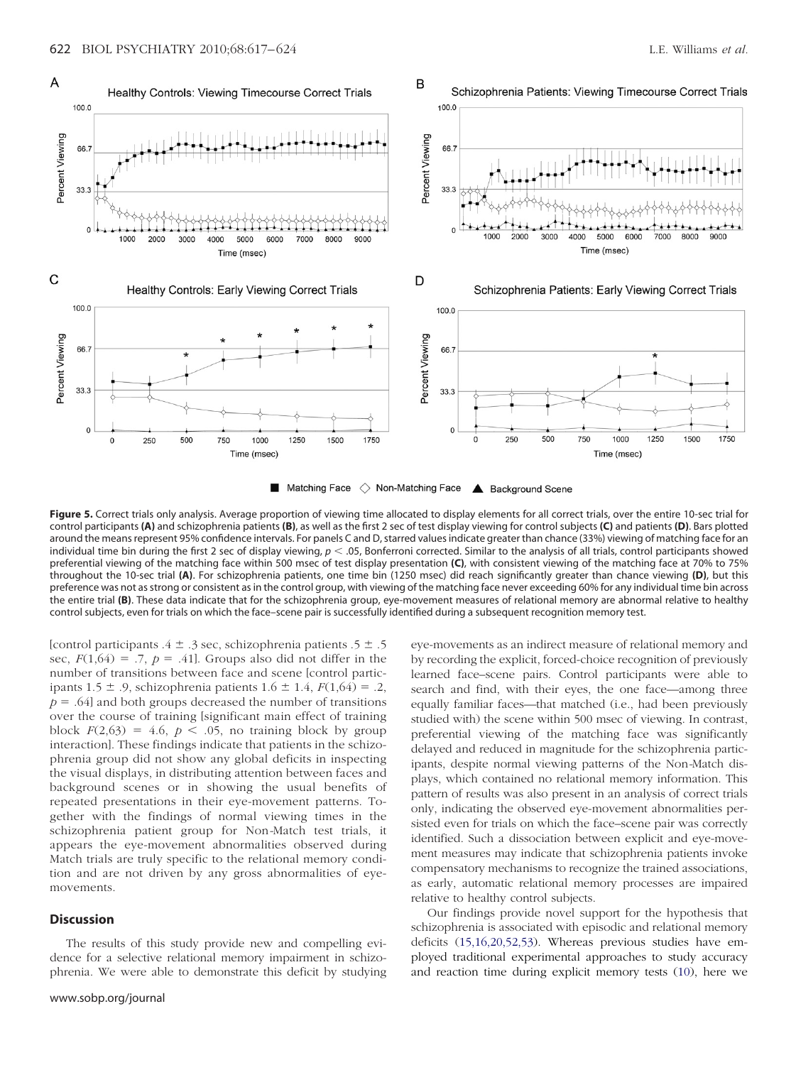**Figure 5.** Correct trials only analysis. Average proportion of viewing time allocated to display elements for all correct trials, over the entire 10-sec trial for control participants **(A)** and schizophrenia patients **(B)**, as well as the first 2 sec of test display viewing for control subjects **(C)** and patients **(D)**. Bars plotted around the means represent 95% confidence intervals. For panels C and D, starred values indicate greater than chance (33%) viewing of matching face for an individual time bin during the first 2 sec of display viewing, $p < .05$, Bonferroni corrected. Similar to the analysis of all trials, control participants showed preferential viewing of the matching face within 500 msec of test display presentation **(C)**, with consistent viewing of the matching face at 70% to 75% throughout the 10-sec trial **(A)**. For schizophrenia patients, one time bin (1250 msec) did reach significantly greater than chance viewing **(D)**, but this preference was not as strong or consistent as in the control group, with viewing of the matching face never exceeding 60% for any individual time bin across the entire trial **(B)**. These data indicate that for the schizophrenia group, eye-movement measures of relational memory are abnormal relative to healthy control subjects, even for trials on which the face–scene pair is successfully identified during a subsequent recognition memory test.

[control participants .4 ± .3 sec, schizophrenia patients .5 ± .5 sec, $F(1,64) = .7$, $p = .41$]. Groups also did not differ in the number of transitions between face and scene [control participants 1.5 ± .9, schizophrenia patients 1.6 ± 1.4, $F(1,64) = .2$, $p = .64$] and both groups decreased the number of transitions over the course of training [significant main effect of training block $F(2,63) = 4.6$, $p < .05$, no training block by group interaction]. These findings indicate that patients in the schizophrenia group did not show any global deficits in inspecting the visual displays, in distributing attention between faces and background scenes or in showing the usual benefits of repeated presentations in their eye-movement patterns. Together with the findings of normal viewing times in the schizophrenia patient group for Non-Match test trials, it appears the eye-movement abnormalities observed during Match trials are truly specific to the relational memory condition and are not driven by any gross abnormalities of eye-movements.

## Discussion

The results of this study provide new and compelling evidence for a selective relational memory impairment in schizophrenia. We were able to demonstrate this deficit by studying eye-movements as an indirect measure of relational memory and by recording the explicit, forced-choice recognition of previously learned face–scene pairs. Control participants were able to search and find, with their eyes, the one face—among three equally familiar faces—that matched (i.e., had been previously studied with) the scene within 500 msec of viewing. In contrast, preferential viewing of the matching face was significantly delayed and reduced in magnitude for the schizophrenia participants, despite normal viewing patterns of the Non-Match displays, which contained no relational memory information. This pattern of results was also present in an analysis of correct trials only, indicating the observed eye-movement abnormalities persisted even for trials on which the face–scene pair was correctly identified. Such a dissociation between explicit and eye-movement measures may indicate that schizophrenia patients invoke compensatory mechanisms to recognize the trained associations, as early, automatic relational memory processes are impaired relative to healthy control subjects.

Our findings provide novel support for the hypothesis that schizophrenia is associated with episodic and relational memory deficits (15,16,20,52,53). Whereas previous studies have employed traditional experimental approaches to study accuracy and reaction time during explicit memory tests (10), here we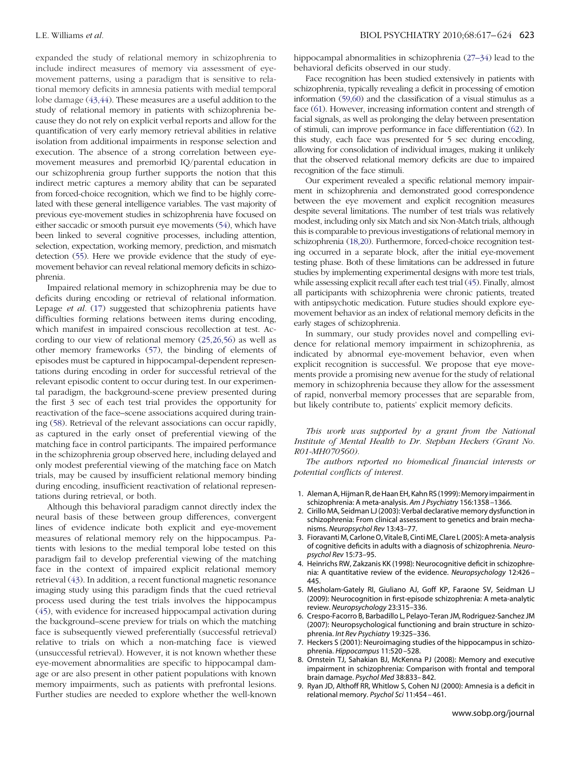expanded the study of relational memory in schizophrenia to include indirect measures of memory via assessment of eye-movement patterns, using a paradigm that is sensitive to relational memory deficits in amnesia patients with medial temporal lobe damage (43,44). These measures are a useful addition to the study of relational memory in patients with schizophrenia because they do not rely on explicit verbal reports and allow for the quantification of very early memory retrieval abilities in relative isolation from additional impairments in response selection and execution. The absence of a strong correlation between eye-movement measures and premorbid IQ/parental education in our schizophrenia group further supports the notion that this indirect metric captures a memory ability that can be separated from forced-choice recognition, which we find to be highly correlated with these general intelligence variables. The vast majority of previous eye-movement studies in schizophrenia have focused on either saccadic or smooth pursuit eye movements (54), which have been linked to several cognitive processes, including attention, selection, expectation, working memory, prediction, and mismatch detection (55). Here we provide evidence that the study of eye-movement behavior can reveal relational memory deficits in schizophrenia.

Impaired relational memory in schizophrenia may be due to deficits during encoding or retrieval of relational information. Lepage *et al.* (17) suggested that schizophrenia patients have difficulties forming relations between items during encoding, which manifest in impaired conscious recollection at test. According to our view of relational memory (25,26,56) as well as other memory frameworks (57), the binding of elements of episodes must be captured in hippocampal-dependent representations during encoding in order for successful retrieval of the relevant episodic content to occur during test. In our experimental paradigm, the background-scene preview presented during the first 3 sec of each test trial provides the opportunity for reactivation of the face–scene associations acquired during training (58). Retrieval of the relevant associations can occur rapidly, as captured in the early onset of preferential viewing of the matching face in control participants. The impaired performance in the schizophrenia group observed here, including delayed and only modest preferential viewing of the matching face on Match trials, may be caused by insufficient relational memory binding during encoding, insufficient reactivation of relational representations during retrieval, or both.

Although this behavioral paradigm cannot directly index the neural basis of these between group differences, convergent lines of evidence indicate both explicit and eye-movement measures of relational memory rely on the hippocampus. Patients with lesions to the medial temporal lobe tested on this paradigm fail to develop preferential viewing of the matching face in the context of impaired explicit relational memory retrieval (43). In addition, a recent functional magnetic resonance imaging study using this paradigm finds that the cued retrieval process used during the test trials involves the hippocampus (45), with evidence for increased hippocampal activation during the background–scene preview for trials on which the matching face is subsequently viewed preferentially (successful retrieval) relative to trials on which a non-matching face is viewed (unsuccessful retrieval). However, it is not known whether these eye-movement abnormalities are specific to hippocampal damage or are also present in other patient populations with known memory impairments, such as patients with prefrontal lesions. Further studies are needed to explore whether the well-known hippocampal abnormalities in schizophrenia (27–34) lead to the behavioral deficits observed in our study.

Face recognition has been studied extensively in patients with schizophrenia, typically revealing a deficit in processing of emotion information (59,60) and the classification of a visual stimulus as a face (61). However, increasing information content and strength of facial signals, as well as prolonging the delay between presentation of stimuli, can improve performance in face differentiation (62). In this study, each face was presented for 5 sec during encoding, allowing for consolidation of individual images, making it unlikely that the observed relational memory deficits are due to impaired recognition of the face stimuli.

Our experiment revealed a specific relational memory impairment in schizophrenia and demonstrated good correspondence between the eye movement and explicit recognition measures despite several limitations. The number of test trials was relatively modest, including only six Match and six Non-Match trials, although this is comparable to previous investigations of relational memory in schizophrenia (18,20). Furthermore, forced-choice recognition testing occurred in a separate block, after the initial eye-movement testing phase. Both of these limitations can be addressed in future studies by implementing experimental designs with more test trials, while assessing explicit recall after each test trial (45). Finally, almost all participants with schizophrenia were chronic patients, treated with antipsychotic medication. Future studies should explore eye-movement behavior as an index of relational memory deficits in the early stages of schizophrenia.

In summary, our study provides novel and compelling evidence for relational memory impairment in schizophrenia, as indicated by abnormal eye-movement behavior, even when explicit recognition is successful. We propose that eye movements provide a promising new avenue for the study of relational memory in schizophrenia because they allow for the assessment of rapid, nonverbal memory processes that are separable from, but likely contribute to, patients' explicit memory deficits.

*This work was supported by a grant from the National Institute of Mental Health to Dr. Stephan Heckers (Grant No. R01-MH070560).*

*The authors reported no biomedical financial interests or potential conflicts of interest.*

1. Aleman A, Hijman R, de Haan EH, Kahn RS (1999): Memory impairment in schizophrenia: A meta-analysis. *Am J Psychiatry* 156:1358–1366.
2. Cirillo MA, Seidman LJ (2003): Verbal declarative memory dysfunction in schizophrenia: From clinical assessment to genetics and brain mechanisms. *Neuropsychol Rev* 13:43–77.
3. Fioravanti M, Carlone O, Vitale B, Cinti ME, Clare L (2005): A meta-analysis of cognitive deficits in adults with a diagnosis of schizophrenia. *Neuropsychol Rev* 15:73–95.
4. Heinrichs RW, Zakzanis KK (1998): Neurocognitive deficit in schizophrenia: A quantitative review of the evidence. *Neuropsychology* 12:426–445.
5. Mesholam-Gately RI, Giuliano AJ, Goff KP, Faraone SV, Seidman LJ (2009): Neurocognition in first-episode schizophrenia: A meta-analytic review. *Neuropsychology* 23:315–336.
6. Crespo-Facorro B, Barbadillo L, Pelayo-Teran JM, Rodriguez-Sanchez JM (2007): Neuropsychological functioning and brain structure in schizophrenia. *Int Rev Psychiatry* 19:325–336.
7. Heckers S (2001): Neuroimaging studies of the hippocampus in schizophrenia. *Hippocampus* 11:520–528.
8. Ornstein TJ, Sahakian BJ, McKenna PJ (2008): Memory and executive impairment in schizophrenia: Comparison with frontal and temporal brain damage. *Psychol Med* 38:833–842.
9. Ryan JD, Althoff RR, Whitlow S, Cohen NJ (2000): Amnesia is a deficit in relational memory. *Psychol Sci* 11:454–461.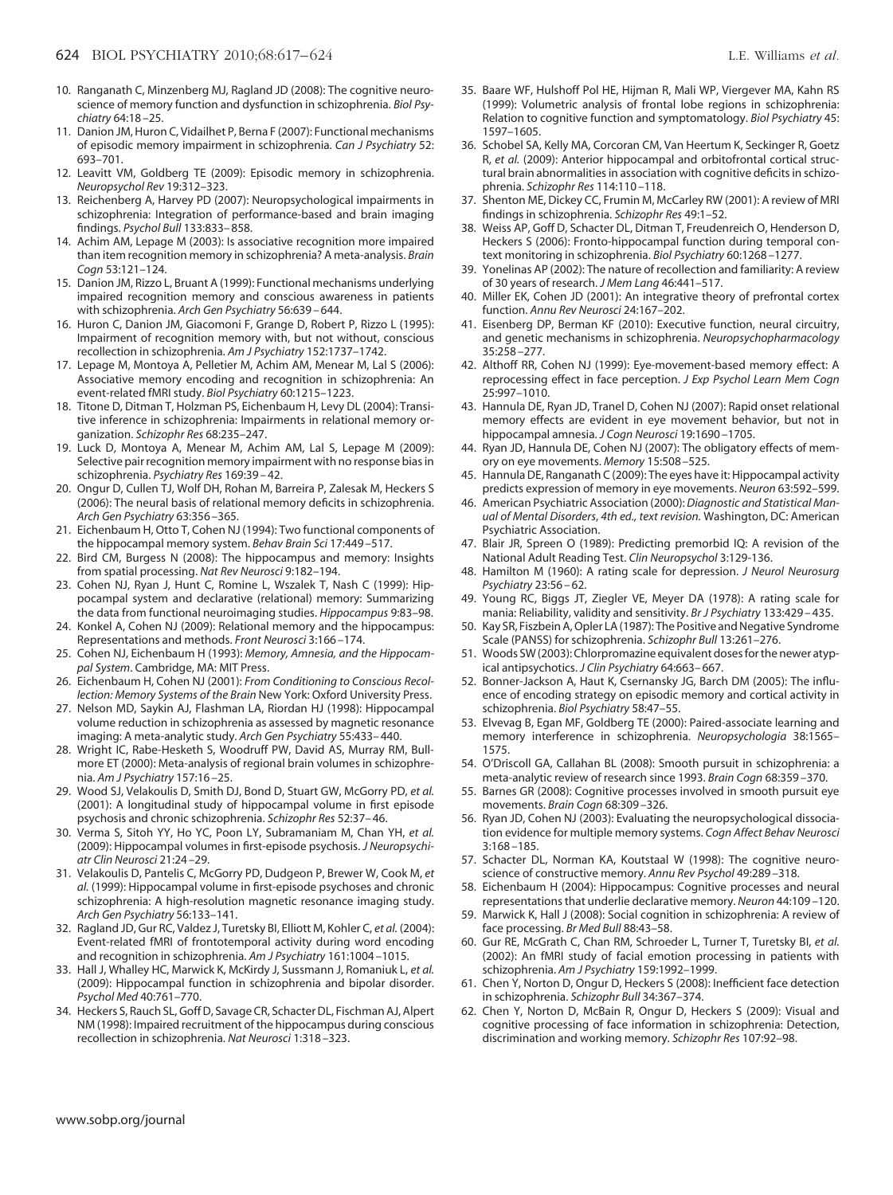10. Ranganath C, Minzenberg MJ, Ragland JD (2008): The cognitive neuroscience of memory function and dysfunction in schizophrenia. *Biol Psychiatry* 64:18–25.
11. Danion JM, Huron C, Vidailhet P, Berna F (2007): Functional mechanisms of episodic memory impairment in schizophrenia. *Can J Psychiatry* 52: 693–701.
12. Leavitt VM, Goldberg TE (2009): Episodic memory in schizophrenia. *Neuropsychol Rev* 19:312–323.
13. Reichenberg A, Harvey PD (2007): Neuropsychological impairments in schizophrenia: Integration of performance-based and brain imaging findings. *Psychol Bull* 133:833–858.
14. Achim AM, Lepage M (2003): Is associative recognition more impaired than item recognition memory in schizophrenia? A meta-analysis. *Brain Cogn* 53:121–124.
15. Danion JM, Rizzo L, Bruant A (1999): Functional mechanisms underlying impaired recognition memory and conscious awareness in patients with schizophrenia. *Arch Gen Psychiatry* 56:639–644.
16. Huron C, Danion JM, Giacomoni F, Grange D, Robert P, Rizzo L (1995): Impairment of recognition memory with, but not without, conscious recollection in schizophrenia. *Am J Psychiatry* 152:1737–1742.
17. Lepage M, Montoya A, Pelletier M, Achim AM, Menear M, Lal S (2006): Associative memory encoding and recognition in schizophrenia: An event-related fMRI study. *Biol Psychiatry* 60:1215–1223.
18. Titone D, Ditman T, Holzman PS, Eichenbaum H, Levy DL (2004): Transitive inference in schizophrenia: Impairments in relational memory organization. *Schizophr Res* 68:235–247.
19. Luck D, Montoya A, Menear M, Achim AM, Lal S, Lepage M (2009): Selective pair recognition memory impairment with no response bias in schizophrenia. *Psychiatry Res* 169:39–42.
20. Ongur D, Cullen TJ, Wolf DH, Rohan M, Barreira P, Zalesak M, Heckers S (2006): The neural basis of relational memory deficits in schizophrenia. *Arch Gen Psychiatry* 63:356–365.
21. Eichenbaum H, Otto T, Cohen NJ (1994): Two functional components of the hippocampal memory system. *Behav Brain Sci* 17:449–517.
22. Bird CM, Burgess N (2008): The hippocampus and memory: Insights from spatial processing. *Nat Rev Neurosci* 9:182–194.
23. Cohen NJ, Ryan J, Hunt C, Romine L, Wszalek T, Nash C (1999): Hippocampal system and declarative (relational) memory: Summarizing the data from functional neuroimaging studies. *Hippocampus* 9:83–98.
24. Konkel A, Cohen NJ (2009): Relational memory and the hippocampus: Representations and methods. *Front Neurosci* 3:166–174.
25. Cohen NJ, Eichenbaum H (1993): *Memory, Amnesia, and the Hippocampal System*. Cambridge, MA: MIT Press.
26. Eichenbaum H, Cohen NJ (2001): *From Conditioning to Conscious Recollection: Memory Systems of the Brain* New York: Oxford University Press.
27. Nelson MD, Saykin AJ, Flashman LA, Riordan HJ (1998): Hippocampal volume reduction in schizophrenia as assessed by magnetic resonance imaging: A meta-analytic study. *Arch Gen Psychiatry* 55:433–440.
28. Wright IC, Rabe-Hesketh S, Woodruff PW, David AS, Murray RM, Bullmore ET (2000): Meta-analysis of regional brain volumes in schizophrenia. *Am J Psychiatry* 157:16–25.
29. Wood SJ, Velakoulis D, Smith DJ, Bond D, Stuart GW, McGorry PD, *et al.* (2001): A longitudinal study of hippocampal volume in first episode psychosis and chronic schizophrenia. *Schizophr Res* 52:37–46.
30. Verma S, Sitoh YY, Ho YC, Poon LY, Subramaniam M, Chan YH, *et al.* (2009): Hippocampal volumes in first-episode psychosis. *J Neuropsychiatr Clin Neurosci* 21:24–29.
31. Velakoulis D, Pantelis C, McGorry PD, Dudgeon P, Brewer W, Cook M, *et al.* (1999): Hippocampal volume in first-episode psychoses and chronic schizophrenia: A high-resolution magnetic resonance imaging study. *Arch Gen Psychiatry* 56:133–141.
32. Ragland JD, Gur RC, Valdez J, Turetsky BI, Elliott M, Kohler C, *et al.* (2004): Event-related fMRI of frontotemporal activity during word encoding and recognition in schizophrenia. *Am J Psychiatry* 161:1004–1015.
33. Hall J, Whalley HC, Marwick K, McKirdy J, Sussmann J, Romaniuk L, *et al.* (2009): Hippocampal function in schizophrenia and bipolar disorder. *Psychol Med* 40:761–770.
34. Heckers S, Rauch SL, Goff D, Savage CR, Schacter DL, Fischman AJ, Alpert NM (1998): Impaired recruitment of the hippocampus during conscious recollection in schizophrenia. *Nat Neurosci* 1:318–323.
35. Baare WF, Hulshoff Pol HE, Hijman R, Mali WP, Viergever MA, Kahn RS (1999): Volumetric analysis of frontal lobe regions in schizophrenia: Relation to cognitive function and symptomatology. *Biol Psychiatry* 45: 1597–1605.
36. Schobel SA, Kelly MA, Corcoran CM, Van Heertum K, Seckinger R, Goetz R, *et al.* (2009): Anterior hippocampal and orbitofrontal cortical structural brain abnormalities in association with cognitive deficits in schizophrenia. *Schizophr Res* 114:110–118.
37. Shenton ME, Dickey CC, Frumin M, McCarley RW (2001): A review of MRI findings in schizophrenia. *Schizophr Res* 49:1–52.
38. Weiss AP, Goff D, Schacter DL, Ditman T, Freudenreich O, Henderson D, Heckers S (2006): Fronto-hippocampal function during temporal context monitoring in schizophrenia. *Biol Psychiatry* 60:1268–1277.
39. Yonelinas AP (2002): The nature of recollection and familiarity: A review of 30 years of research. *J Mem Lang* 46:441–517.
40. Miller EK, Cohen JD (2001): An integrative theory of prefrontal cortex function. *Annu Rev Neurosci* 24:167–202.
41. Eisenberg DP, Berman KF (2010): Executive function, neural circuitry, and genetic mechanisms in schizophrenia. *Neuropsychopharmacology* 35:258–277.
42. Althoff RR, Cohen NJ (1999): Eye-movement-based memory effect: A reprocessing effect in face perception. *J Exp Psychol Learn Mem Cogn* 25:997–1010.
43. Hannula DE, Ryan JD, Tranel D, Cohen NJ (2007): Rapid onset relational memory effects are evident in eye movement behavior, but not in hippocampal amnesia. *J Cogn Neurosci* 19:1690–1705.
44. Ryan JD, Hannula DE, Cohen NJ (2007): The obligatory effects of memory on eye movements. *Memory* 15:508–525.
45. Hannula DE, Ranganath C (2009): The eyes have it: Hippocampal activity predicts expression of memory in eye movements. *Neuron* 63:592–599.
46. American Psychiatric Association (2000): *Diagnostic and Statistical Manual of Mental Disorders*, *4th ed., text revision*. Washington, DC: American Psychiatric Association.
47. Blair JR, Spreen O (1989): Predicting premorbid IQ: A revision of the National Adult Reading Test. *Clin Neuropsychol* 3:129-136.
48. Hamilton M (1960): A rating scale for depression. *J Neurol Neurosurg Psychiatry* 23:56–62.
49. Young RC, Biggs JT, Ziegler VE, Meyer DA (1978): A rating scale for mania: Reliability, validity and sensitivity. *Br J Psychiatry* 133:429–435.
50. Kay SR, Fiszbein A, Opler LA (1987): The Positive and Negative Syndrome Scale (PANSS) for schizophrenia. *Schizophr Bull* 13:261–276.
51. Woods SW (2003): Chlorpromazine equivalent doses for the newer atypical antipsychotics. *J Clin Psychiatry* 64:663–667.
52. Bonner-Jackson A, Haut K, Csernansky JG, Barch DM (2005): The influence of encoding strategy on episodic memory and cortical activity in schizophrenia. *Biol Psychiatry* 58:47–55.
53. Elvevag B, Egan MF, Goldberg TE (2000): Paired-associate learning and memory interference in schizophrenia. *Neuropsychologia* 38:1565–1575.
54. O'Driscoll GA, Callahan BL (2008): Smooth pursuit in schizophrenia: a meta-analytic review of research since 1993. *Brain Cogn* 68:359–370.
55. Barnes GR (2008): Cognitive processes involved in smooth pursuit eye movements. *Brain Cogn* 68:309–326.
56. Ryan JD, Cohen NJ (2003): Evaluating the neuropsychological dissociation evidence for multiple memory systems. *Cogn Affect Behav Neurosci* 3:168–185.
57. Schacter DL, Norman KA, Koutstaal W (1998): The cognitive neuroscience of constructive memory. *Annu Rev Psychol* 49:289–318.
58. Eichenbaum H (2004): Hippocampus: Cognitive processes and neural representations that underlie declarative memory. *Neuron* 44:109–120.
59. Marwick K, Hall J (2008): Social cognition in schizophrenia: A review of face processing. *Br Med Bull* 88:43–58.
60. Gur RE, McGrath C, Chan RM, Schroeder L, Turner T, Turetsky BI, *et al.* (2002): An fMRI study of facial emotion processing in patients with schizophrenia. *Am J Psychiatry* 159:1992–1999.
61. Chen Y, Norton D, Ongur D, Heckers S (2008): Inefficient face detection in schizophrenia. *Schizophr Bull* 34:367–374.
62. Chen Y, Norton D, McBain R, Ongur D, Heckers S (2009): Visual and cognitive processing of face information in schizophrenia: Detection, discrimination and working memory. *Schizophr Res* 107:92–98.